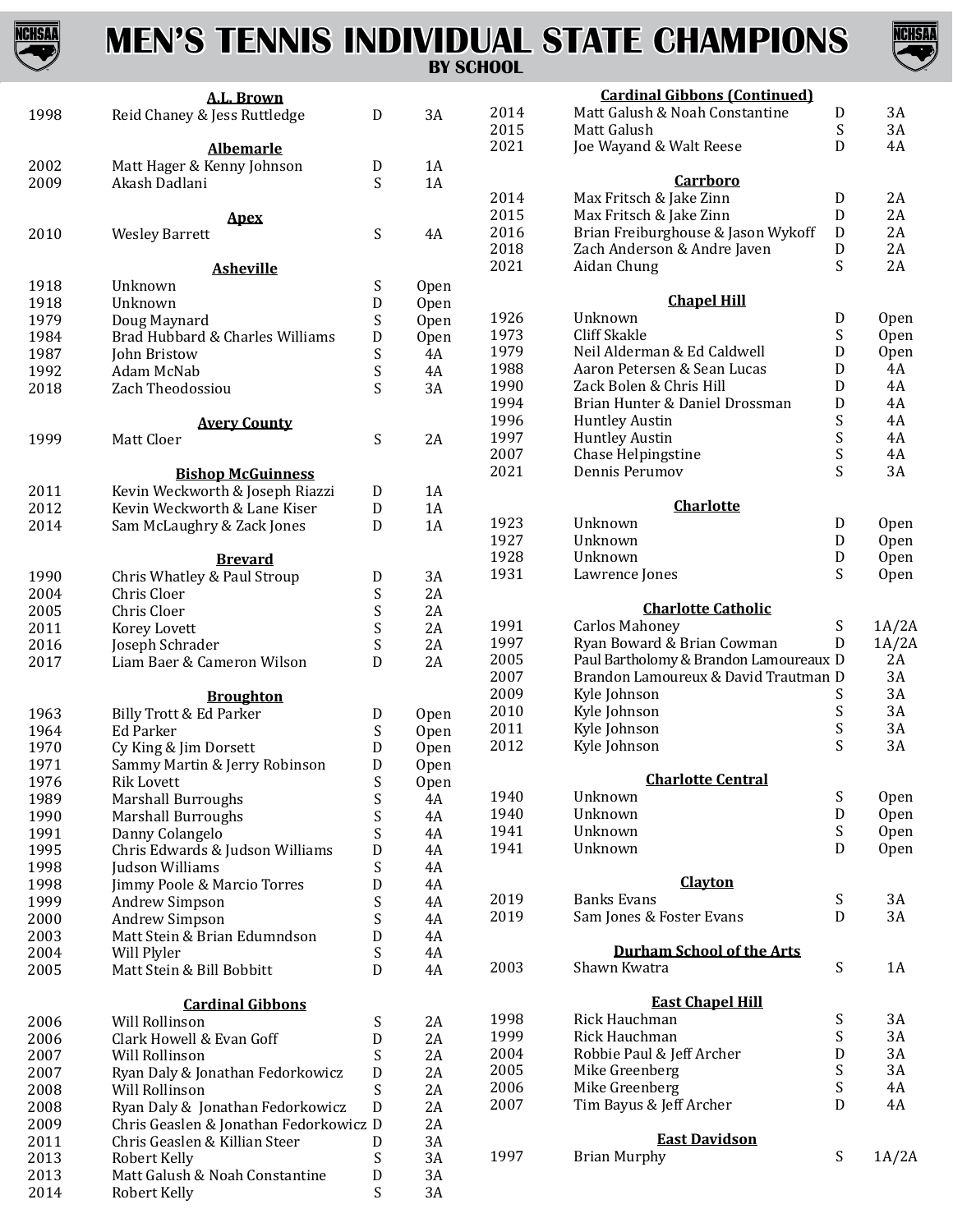# MEN'S TENNIS INDIVIDUAL STATE CHAMPIONS

## BY SCHOOL

### A.L. Brown

| Year | Name | Type | Class |
|---|---|---|---|
| 1998 | Reid Chaney & Jess Ruttledge | D | 3A |

### Albemarle

| Year | Name | Type | Class |
|---|---|---|---|
| 2002 | Matt Hager & Kenny Johnson | D | 1A |
| 2009 | Akash Dadlani | S | 1A |

### Apex

| Year | Name | Type | Class |
|---|---|---|---|
| 2010 | Wesley Barrett | S | 4A |

### Asheville

| Year | Name | Type | Class |
|---|---|---|---|
| 1918 | Unknown | S | Open |
| 1918 | Unknown | D | Open |
| 1979 | Doug Maynard | S | Open |
| 1984 | Brad Hubbard & Charles Williams | D | Open |
| 1987 | John Bristow | S | 4A |
| 1992 | Adam McNab | S | 4A |
| 2018 | Zach Theodossiou | S | 3A |

### Avery County

| Year | Name | Type | Class |
|---|---|---|---|
| 1999 | Matt Cloer | S | 2A |

### Bishop McGuinness

| Year | Name | Type | Class |
|---|---|---|---|
| 2011 | Kevin Weckworth & Joseph Riazzi | D | 1A |
| 2012 | Kevin Weckworth & Lane Kiser | D | 1A |
| 2014 | Sam McLaughry & Zack Jones | D | 1A |

### Brevard

| Year | Name | Type | Class |
|---|---|---|---|
| 1990 | Chris Whatley & Paul Stroup | D | 3A |
| 2004 | Chris Cloer | S | 2A |
| 2005 | Chris Cloer | S | 2A |
| 2011 | Korey Lovett | S | 2A |
| 2016 | Joseph Schrader | S | 2A |
| 2017 | Liam Baer & Cameron Wilson | D | 2A |

### Broughton

| Year | Name | Type | Class |
|---|---|---|---|
| 1963 | Billy Trott & Ed Parker | D | Open |
| 1964 | Ed Parker | S | Open |
| 1970 | Cy King & Jim Dorsett | D | Open |
| 1971 | Sammy Martin & Jerry Robinson | D | Open |
| 1976 | Rik Lovett | S | Open |
| 1989 | Marshall Burroughs | S | 4A |
| 1990 | Marshall Burroughs | S | 4A |
| 1991 | Danny Colangelo | S | 4A |
| 1995 | Chris Edwards & Judson Williams | D | 4A |
| 1998 | Judson Williams | S | 4A |
| 1998 | Jimmy Poole & Marcio Torres | D | 4A |
| 1999 | Andrew Simpson | S | 4A |
| 2000 | Andrew Simpson | S | 4A |
| 2003 | Matt Stein & Brian Edumndson | D | 4A |
| 2004 | Will Plyler | S | 4A |
| 2005 | Matt Stein & Bill Bobbitt | D | 4A |

### Cardinal Gibbons

| Year | Name | Type | Class |
|---|---|---|---|
| 2006 | Will Rollinson | S | 2A |
| 2006 | Clark Howell & Evan Goff | D | 2A |
| 2007 | Will Rollinson | S | 2A |
| 2007 | Ryan Daly & Jonathan Fedorkowicz | D | 2A |
| 2008 | Will Rollinson | S | 2A |
| 2008 | Ryan Daly & Jonathan Fedorkowicz | D | 2A |
| 2009 | Chris Geaslen & Jonathan Fedorkowicz | D | 2A |
| 2011 | Chris Geaslen & Killian Steer | D | 3A |
| 2013 | Robert Kelly | S | 3A |
| 2013 | Matt Galush & Noah Constantine | D | 3A |
| 2014 | Robert Kelly | S | 3A |

### Cardinal Gibbons (Continued)

| Year | Name | Type | Class |
|---|---|---|---|
| 2014 | Matt Galush & Noah Constantine | D | 3A |
| 2015 | Matt Galush | S | 3A |
| 2021 | Joe Wayand & Walt Reese | D | 4A |

### Carrboro

| Year | Name | Type | Class |
|---|---|---|---|
| 2014 | Max Fritsch & Jake Zinn | D | 2A |
| 2015 | Max Fritsch & Jake Zinn | D | 2A |
| 2016 | Brian Freiburghouse & Jason Wykoff | D | 2A |
| 2018 | Zach Anderson & Andre Javen | D | 2A |
| 2021 | Aidan Chung | S | 2A |

### Chapel Hill

| Year | Name | Type | Class |
|---|---|---|---|
| 1926 | Unknown | D | Open |
| 1973 | Cliff Skakle | S | Open |
| 1979 | Neil Alderman & Ed Caldwell | D | Open |
| 1988 | Aaron Petersen & Sean Lucas | D | 4A |
| 1990 | Zack Bolen & Chris Hill | D | 4A |
| 1994 | Brian Hunter & Daniel Drossman | D | 4A |
| 1996 | Huntley Austin | S | 4A |
| 1997 | Huntley Austin | S | 4A |
| 2007 | Chase Helpingstine | S | 4A |
| 2021 | Dennis Perumov | S | 3A |

### Charlotte

| Year | Name | Type | Class |
|---|---|---|---|
| 1923 | Unknown | D | Open |
| 1927 | Unknown | D | Open |
| 1928 | Unknown | D | Open |
| 1931 | Lawrence Jones | S | Open |

### Charlotte Catholic

| Year | Name | Type | Class |
|---|---|---|---|
| 1991 | Carlos Mahoney | S | 1A/2A |
| 1997 | Ryan Boward & Brian Cowman | D | 1A/2A |
| 2005 | Paul Bartholomy & Brandon Lamoureaux | D | 2A |
| 2007 | Brandon Lamoureux & David Trautman | D | 3A |
| 2009 | Kyle Johnson | S | 3A |
| 2010 | Kyle Johnson | S | 3A |
| 2011 | Kyle Johnson | S | 3A |
| 2012 | Kyle Johnson | S | 3A |

### Charlotte Central

| Year | Name | Type | Class |
|---|---|---|---|
| 1940 | Unknown | S | Open |
| 1940 | Unknown | D | Open |
| 1941 | Unknown | S | Open |
| 1941 | Unknown | D | Open |

### Clayton

| Year | Name | Type | Class |
|---|---|---|---|
| 2019 | Banks Evans | S | 3A |
| 2019 | Sam Jones & Foster Evans | D | 3A |

### Durham School of the Arts

| Year | Name | Type | Class |
|---|---|---|---|
| 2003 | Shawn Kwatra | S | 1A |

### East Chapel Hill

| Year | Name | Type | Class |
|---|---|---|---|
| 1998 | Rick Hauchman | S | 3A |
| 1999 | Rick Hauchman | S | 3A |
| 2004 | Robbie Paul & Jeff Archer | D | 3A |
| 2005 | Mike Greenberg | S | 3A |
| 2006 | Mike Greenberg | S | 4A |
| 2007 | Tim Bayus & Jeff Archer | D | 4A |

### East Davidson

| Year | Name | Type | Class |
|---|---|---|---|
| 1997 | Brian Murphy | S | 1A/2A |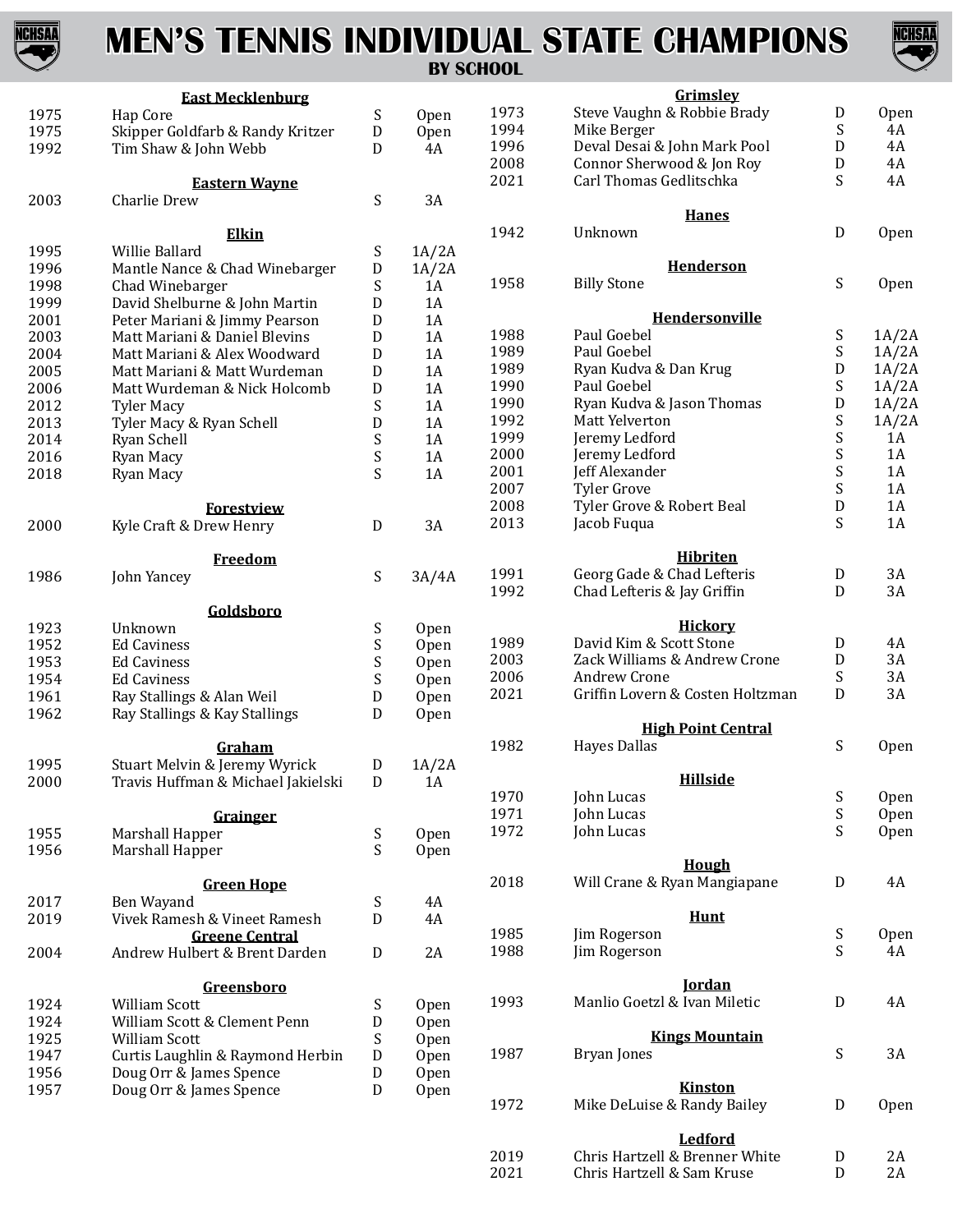# MEN'S TENNIS INDIVIDUAL STATE CHAMPIONS
## BY SCHOOL

### East Mecklenburg

| Year | Champion(s) | Event | Class |
|---|---|---|---|
| 1975 | Hap Core | S | Open |
| 1975 | Skipper Goldfarb & Randy Kritzer | D | Open |
| 1992 | Tim Shaw & John Webb | D | 4A |

### Eastern Wayne

| Year | Champion(s) | Event | Class |
|---|---|---|---|
| 2003 | Charlie Drew | S | 3A |

### Elkin

| Year | Champion(s) | Event | Class |
|---|---|---|---|
| 1995 | Willie Ballard | S | 1A/2A |
| 1996 | Mantle Nance & Chad Winebarger | D | 1A/2A |
| 1998 | Chad Winebarger | S | 1A |
| 1999 | David Shelburne & John Martin | D | 1A |
| 2001 | Peter Mariani & Jimmy Pearson | D | 1A |
| 2003 | Matt Mariani & Daniel Blevins | D | 1A |
| 2004 | Matt Mariani & Alex Woodward | D | 1A |
| 2005 | Matt Mariani & Matt Wurdeman | D | 1A |
| 2006 | Matt Wurdeman & Nick Holcomb | D | 1A |
| 2012 | Tyler Macy | S | 1A |
| 2013 | Tyler Macy & Ryan Schell | D | 1A |
| 2014 | Ryan Schell | S | 1A |
| 2016 | Ryan Macy | S | 1A |
| 2018 | Ryan Macy | S | 1A |

### Forestview

| Year | Champion(s) | Event | Class |
|---|---|---|---|
| 2000 | Kyle Craft & Drew Henry | D | 3A |

### Freedom

| Year | Champion(s) | Event | Class |
|---|---|---|---|
| 1986 | John Yancey | S | 3A/4A |

### Goldsboro

| Year | Champion(s) | Event | Class |
|---|---|---|---|
| 1923 | Unknown | S | Open |
| 1952 | Ed Caviness | S | Open |
| 1953 | Ed Caviness | S | Open |
| 1954 | Ed Caviness | S | Open |
| 1961 | Ray Stallings & Alan Weil | D | Open |
| 1962 | Ray Stallings & Kay Stallings | D | Open |

### Graham

| Year | Champion(s) | Event | Class |
|---|---|---|---|
| 1995 | Stuart Melvin & Jeremy Wyrick | D | 1A/2A |
| 2000 | Travis Huffman & Michael Jakielski | D | 1A |

### Grainger

| Year | Champion(s) | Event | Class |
|---|---|---|---|
| 1955 | Marshall Happer | S | Open |
| 1956 | Marshall Happer | S | Open |

### Green Hope

| Year | Champion(s) | Event | Class |
|---|---|---|---|
| 2017 | Ben Wayand | S | 4A |
| 2019 | Vivek Ramesh & Vineet Ramesh | D | 4A |

### Greene Central

| Year | Champion(s) | Event | Class |
|---|---|---|---|
| 2004 | Andrew Hulbert & Brent Darden | D | 2A |

### Greensboro

| Year | Champion(s) | Event | Class |
|---|---|---|---|
| 1924 | William Scott | S | Open |
| 1924 | William Scott & Clement Penn | D | Open |
| 1925 | William Scott | S | Open |
| 1947 | Curtis Laughlin & Raymond Herbin | D | Open |
| 1956 | Doug Orr & James Spence | D | Open |
| 1957 | Doug Orr & James Spence | D | Open |

### Grimsley

| Year | Champion(s) | Event | Class |
|---|---|---|---|
| 1973 | Steve Vaughn & Robbie Brady | D | Open |
| 1994 | Mike Berger | S | 4A |
| 1996 | Deval Desai & John Mark Pool | D | 4A |
| 2008 | Connor Sherwood & Jon Roy | D | 4A |
| 2021 | Carl Thomas Gedlitschka | S | 4A |

### Hanes

| Year | Champion(s) | Event | Class |
|---|---|---|---|
| 1942 | Unknown | D | Open |

### Henderson

| Year | Champion(s) | Event | Class |
|---|---|---|---|
| 1958 | Billy Stone | S | Open |

### Hendersonville

| Year | Champion(s) | Event | Class |
|---|---|---|---|
| 1988 | Paul Goebel | S | 1A/2A |
| 1989 | Paul Goebel | S | 1A/2A |
| 1989 | Ryan Kudva & Dan Krug | D | 1A/2A |
| 1990 | Paul Goebel | S | 1A/2A |
| 1990 | Ryan Kudva & Jason Thomas | D | 1A/2A |
| 1992 | Matt Yelverton | S | 1A/2A |
| 1999 | Jeremy Ledford | S | 1A |
| 2000 | Jeremy Ledford | S | 1A |
| 2001 | Jeff Alexander | S | 1A |
| 2007 | Tyler Grove | S | 1A |
| 2008 | Tyler Grove & Robert Beal | D | 1A |
| 2013 | Jacob Fuqua | S | 1A |

### Hibriten

| Year | Champion(s) | Event | Class |
|---|---|---|---|
| 1991 | Georg Gade & Chad Lefteris | D | 3A |
| 1992 | Chad Lefteris & Jay Griffin | D | 3A |

### Hickory

| Year | Champion(s) | Event | Class |
|---|---|---|---|
| 1989 | David Kim & Scott Stone | D | 4A |
| 2003 | Zack Williams & Andrew Crone | D | 3A |
| 2006 | Andrew Crone | S | 3A |
| 2021 | Griffin Lovern & Costen Holtzman | D | 3A |

### High Point Central

| Year | Champion(s) | Event | Class |
|---|---|---|---|
| 1982 | Hayes Dallas | S | Open |

### Hillside

| Year | Champion(s) | Event | Class |
|---|---|---|---|
| 1970 | John Lucas | S | Open |
| 1971 | John Lucas | S | Open |
| 1972 | John Lucas | S | Open |

### Hough

| Year | Champion(s) | Event | Class |
|---|---|---|---|
| 2018 | Will Crane & Ryan Mangiapane | D | 4A |

### Hunt

| Year | Champion(s) | Event | Class |
|---|---|---|---|
| 1985 | Jim Rogerson | S | Open |
| 1988 | Jim Rogerson | S | 4A |

### Jordan

| Year | Champion(s) | Event | Class |
|---|---|---|---|
| 1993 | Manlio Goetzl & Ivan Miletic | D | 4A |

### Kings Mountain

| Year | Champion(s) | Event | Class |
|---|---|---|---|
| 1987 | Bryan Jones | S | 3A |

### Kinston

| Year | Champion(s) | Event | Class |
|---|---|---|---|
| 1972 | Mike DeLuise & Randy Bailey | D | Open |

### Ledford

| Year | Champion(s) | Event | Class |
|---|---|---|---|
| 2019 | Chris Hartzell & Brenner White | D | 2A |
| 2021 | Chris Hartzell & Sam Kruse | D | 2A |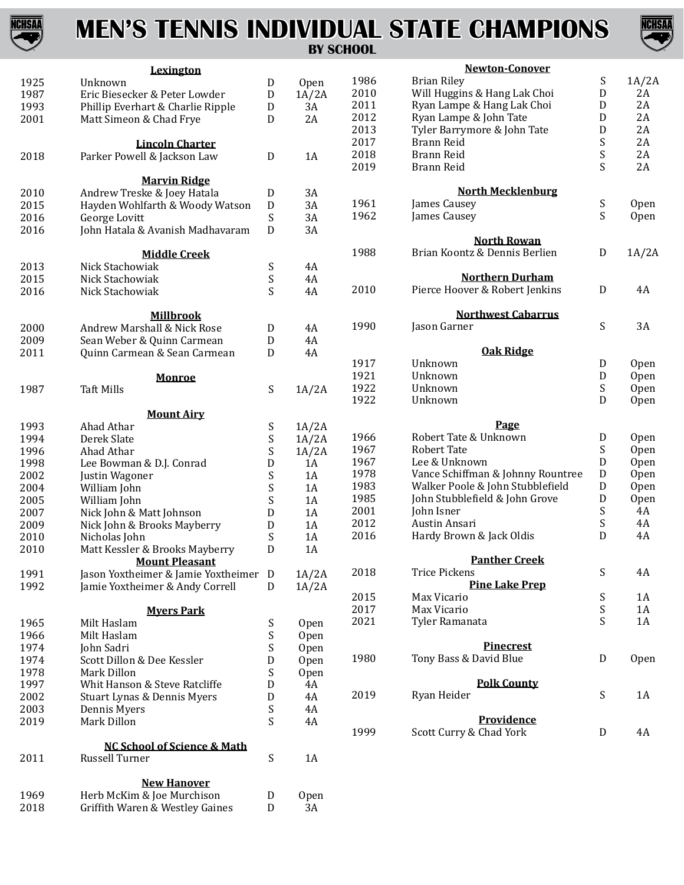# MEN'S TENNIS INDIVIDUAL STATE CHAMPIONS

## BY SCHOOL

### Lexington

| | | | |
|---|---|---|---|
| 1925 | Unknown | D | Open |
| 1987 | Eric Biesecker & Peter Lowder | D | 1A/2A |
| 1993 | Phillip Everhart & Charlie Ripple | D | 3A |
| 2001 | Matt Simeon & Chad Frye | D | 2A |

### Lincoln Charter

| | | | |
|---|---|---|---|
| 2018 | Parker Powell & Jackson Law | D | 1A |

### Marvin Ridge

| | | | |
|---|---|---|---|
| 2010 | Andrew Treske & Joey Hatala | D | 3A |
| 2015 | Hayden Wohlfarth & Woody Watson | D | 3A |
| 2016 | George Lovitt | S | 3A |
| 2016 | John Hatala & Avanish Madhavaram | D | 3A |

### Middle Creek

| | | | |
|---|---|---|---|
| 2013 | Nick Stachowiak | S | 4A |
| 2015 | Nick Stachowiak | S | 4A |
| 2016 | Nick Stachowiak | S | 4A |

### Millbrook

| | | | |
|---|---|---|---|
| 2000 | Andrew Marshall & Nick Rose | D | 4A |
| 2009 | Sean Weber & Quinn Carmean | D | 4A |
| 2011 | Quinn Carmean & Sean Carmean | D | 4A |

### Monroe

| | | | |
|---|---|---|---|
| 1987 | Taft Mills | S | 1A/2A |

### Mount Airy

| | | | |
|---|---|---|---|
| 1993 | Ahad Athar | S | 1A/2A |
| 1994 | Derek Slate | S | 1A/2A |
| 1996 | Ahad Athar | S | 1A/2A |
| 1998 | Lee Bowman & D.J. Conrad | D | 1A |
| 2002 | Justin Wagoner | S | 1A |
| 2004 | William John | S | 1A |
| 2005 | William John | S | 1A |
| 2007 | Nick John & Matt Johnson | D | 1A |
| 2009 | Nick John & Brooks Mayberry | D | 1A |
| 2010 | Nicholas John | S | 1A |
| 2010 | Matt Kessler & Brooks Mayberry | D | 1A |

### Mount Pleasant

| | | | |
|---|---|---|---|
| 1991 | Jason Yoxtheimer & Jamie Yoxtheimer | D | 1A/2A |
| 1992 | Jamie Yoxtheimer & Andy Correll | D | 1A/2A |

### Myers Park

| | | | |
|---|---|---|---|
| 1965 | Milt Haslam | S | Open |
| 1966 | Milt Haslam | S | Open |
| 1974 | John Sadri | S | Open |
| 1974 | Scott Dillon & Dee Kessler | D | Open |
| 1978 | Mark Dillon | S | Open |
| 1997 | Whit Hanson & Steve Ratcliffe | D | 4A |
| 2002 | Stuart Lynas & Dennis Myers | D | 4A |
| 2003 | Dennis Myers | S | 4A |
| 2019 | Mark Dillon | S | 4A |

### NC School of Science & Math

| | | | |
|---|---|---|---|
| 2011 | Russell Turner | S | 1A |

### New Hanover

| | | | |
|---|---|---|---|
| 1969 | Herb McKim & Joe Murchison | D | Open |
| 2018 | Griffith Waren & Westley Gaines | D | 3A |

### Newton-Conover

| | | | |
|---|---|---|---|
| 1986 | Brian Riley | S | 1A/2A |
| 2010 | Will Huggins & Hang Lak Choi | D | 2A |
| 2011 | Ryan Lampe & Hang Lak Choi | D | 2A |
| 2012 | Ryan Lampe & John Tate | D | 2A |
| 2013 | Tyler Barrymore & John Tate | D | 2A |
| 2017 | Brann Reid | S | 2A |
| 2018 | Brann Reid | S | 2A |
| 2019 | Brann Reid | S | 2A |

### North Mecklenburg

| | | | |
|---|---|---|---|
| 1961 | James Causey | S | Open |
| 1962 | James Causey | S | Open |

### North Rowan

| | | | |
|---|---|---|---|
| 1988 | Brian Koontz & Dennis Berlien | D | 1A/2A |

### Northern Durham

| | | | |
|---|---|---|---|
| 2010 | Pierce Hoover & Robert Jenkins | D | 4A |

### Northwest Cabarrus

| | | | |
|---|---|---|---|
| 1990 | Jason Garner | S | 3A |

### Oak Ridge

| | | | |
|---|---|---|---|
| 1917 | Unknown | D | Open |
| 1921 | Unknown | D | Open |
| 1922 | Unknown | S | Open |
| 1922 | Unknown | D | Open |

### Page

| | | | |
|---|---|---|---|
| 1966 | Robert Tate & Unknown | D | Open |
| 1967 | Robert Tate | S | Open |
| 1967 | Lee & Unknown | D | Open |
| 1978 | Vance Schiffman & Johnny Rountree | D | Open |
| 1983 | Walker Poole & John Stubblefield | D | Open |
| 1985 | John Stubblefield & John Grove | D | Open |
| 2001 | John Isner | S | 4A |
| 2012 | Austin Ansari | S | 4A |
| 2016 | Hardy Brown & Jack Oldis | D | 4A |

### Panther Creek

| | | | |
|---|---|---|---|
| 2018 | Trice Pickens | S | 4A |

### Pine Lake Prep

| | | | |
|---|---|---|---|
| 2015 | Max Vicario | S | 1A |
| 2017 | Max Vicario | S | 1A |
| 2021 | Tyler Ramanata | S | 1A |

### Pinecrest

| | | | |
|---|---|---|---|
| 1980 | Tony Bass & David Blue | D | Open |

### Polk County

| | | | |
|---|---|---|---|
| 2019 | Ryan Heider | S | 1A |

### Providence

| | | | |
|---|---|---|---|
| 1999 | Scott Curry & Chad York | D | 4A |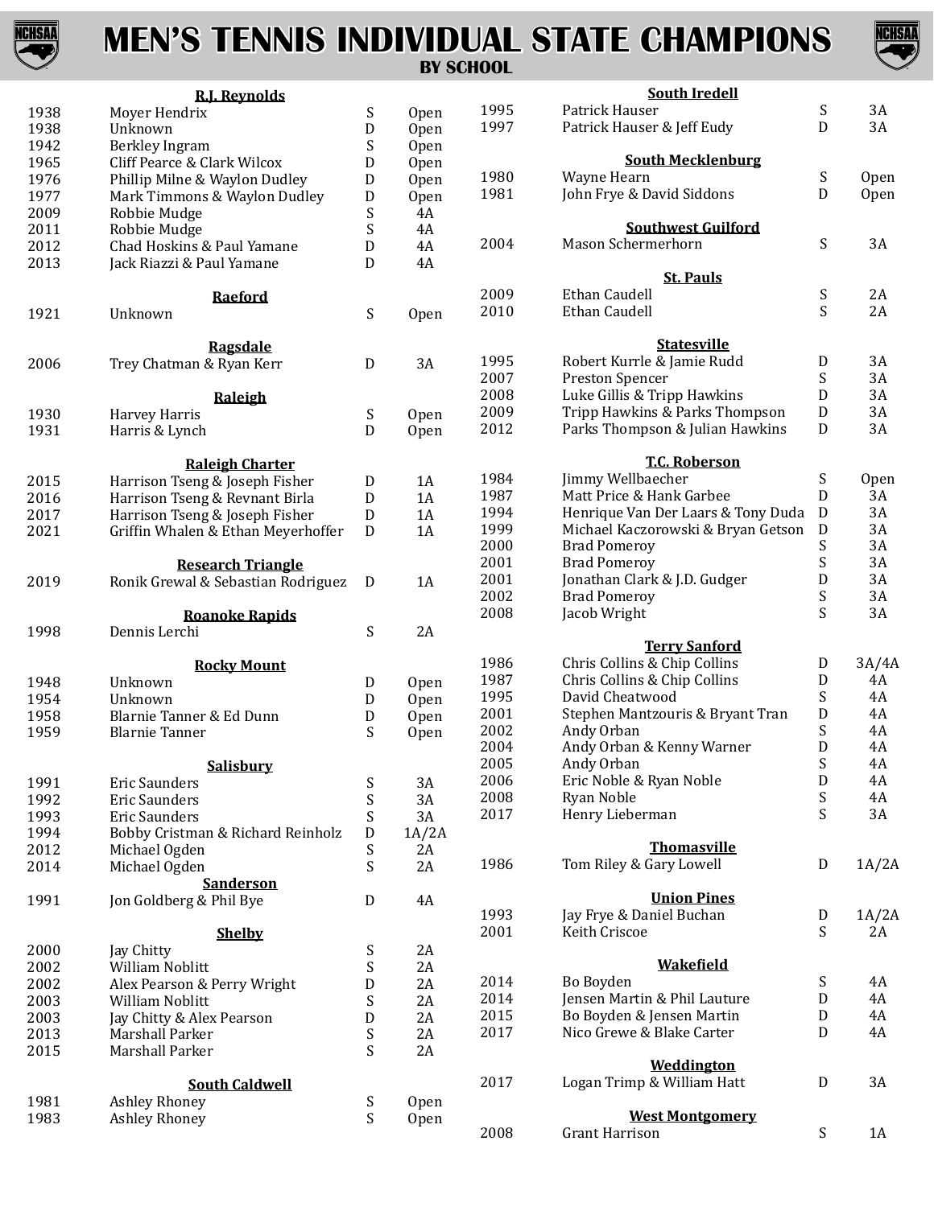# MEN'S TENNIS INDIVIDUAL STATE CHAMPIONS

## BY SCHOOL

### R.J. Reynolds

| Year | Name | S/D | Class |
|---|---|---|---|
| 1938 | Moyer Hendrix | S | Open |
| 1938 | Unknown | D | Open |
| 1942 | Berkley Ingram | S | Open |
| 1965 | Cliff Pearce & Clark Wilcox | D | Open |
| 1976 | Phillip Milne & Waylon Dudley | D | Open |
| 1977 | Mark Timmons & Waylon Dudley | D | Open |
| 2009 | Robbie Mudge | S | 4A |
| 2011 | Robbie Mudge | S | 4A |
| 2012 | Chad Hoskins & Paul Yamane | D | 4A |
| 2013 | Jack Riazzi & Paul Yamane | D | 4A |

### Raeford

| Year | Name | S/D | Class |
|---|---|---|---|
| 1921 | Unknown | S | Open |

### Ragsdale

| Year | Name | S/D | Class |
|---|---|---|---|
| 2006 | Trey Chatman & Ryan Kerr | D | 3A |

### Raleigh

| Year | Name | S/D | Class |
|---|---|---|---|
| 1930 | Harvey Harris | S | Open |
| 1931 | Harris & Lynch | D | Open |

### Raleigh Charter

| Year | Name | S/D | Class |
|---|---|---|---|
| 2015 | Harrison Tseng & Joseph Fisher | D | 1A |
| 2016 | Harrison Tseng & Revnant Birla | D | 1A |
| 2017 | Harrison Tseng & Joseph Fisher | D | 1A |
| 2021 | Griffin Whalen & Ethan Meyerhoffer | D | 1A |

### Research Triangle

| Year | Name | S/D | Class |
|---|---|---|---|
| 2019 | Ronik Grewal & Sebastian Rodriguez | D | 1A |

### Roanoke Rapids

| Year | Name | S/D | Class |
|---|---|---|---|
| 1998 | Dennis Lerchi | S | 2A |

### Rocky Mount

| Year | Name | S/D | Class |
|---|---|---|---|
| 1948 | Unknown | D | Open |
| 1954 | Unknown | D | Open |
| 1958 | Blarnie Tanner & Ed Dunn | D | Open |
| 1959 | Blarnie Tanner | S | Open |

### Salisbury

| Year | Name | S/D | Class |
|---|---|---|---|
| 1991 | Eric Saunders | S | 3A |
| 1992 | Eric Saunders | S | 3A |
| 1993 | Eric Saunders | S | 3A |
| 1994 | Bobby Cristman & Richard Reinholz | D | 1A/2A |
| 2012 | Michael Ogden | S | 2A |
| 2014 | Michael Ogden | S | 2A |

### Sanderson

| Year | Name | S/D | Class |
|---|---|---|---|
| 1991 | Jon Goldberg & Phil Bye | D | 4A |

### Shelby

| Year | Name | S/D | Class |
|---|---|---|---|
| 2000 | Jay Chitty | S | 2A |
| 2002 | William Noblitt | S | 2A |
| 2002 | Alex Pearson & Perry Wright | D | 2A |
| 2003 | William Noblitt | S | 2A |
| 2003 | Jay Chitty & Alex Pearson | D | 2A |
| 2013 | Marshall Parker | S | 2A |
| 2015 | Marshall Parker | S | 2A |

### South Caldwell

| Year | Name | S/D | Class |
|---|---|---|---|
| 1981 | Ashley Rhoney | S | Open |
| 1983 | Ashley Rhoney | S | Open |

### South Iredell

| Year | Name | S/D | Class |
|---|---|---|---|
| 1995 | Patrick Hauser | S | 3A |
| 1997 | Patrick Hauser & Jeff Eudy | D | 3A |

### South Mecklenburg

| Year | Name | S/D | Class |
|---|---|---|---|
| 1980 | Wayne Hearn | S | Open |
| 1981 | John Frye & David Siddons | D | Open |

### Southwest Guilford

| Year | Name | S/D | Class |
|---|---|---|---|
| 2004 | Mason Schermerhorn | S | 3A |

### St. Pauls

| Year | Name | S/D | Class |
|---|---|---|---|
| 2009 | Ethan Caudell | S | 2A |
| 2010 | Ethan Caudell | S | 2A |

### Statesville

| Year | Name | S/D | Class |
|---|---|---|---|
| 1995 | Robert Kurrle & Jamie Rudd | D | 3A |
| 2007 | Preston Spencer | S | 3A |
| 2008 | Luke Gillis & Tripp Hawkins | D | 3A |
| 2009 | Tripp Hawkins & Parks Thompson | D | 3A |
| 2012 | Parks Thompson & Julian Hawkins | D | 3A |

### T.C. Roberson

| Year | Name | S/D | Class |
|---|---|---|---|
| 1984 | Jimmy Wellbaecher | S | Open |
| 1987 | Matt Price & Hank Garbee | D | 3A |
| 1994 | Henrique Van Der Laars & Tony Duda | D | 3A |
| 1999 | Michael Kaczorowski & Bryan Getson | D | 3A |
| 2000 | Brad Pomeroy | S | 3A |
| 2001 | Brad Pomeroy | S | 3A |
| 2001 | Jonathan Clark & J.D. Gudger | D | 3A |
| 2002 | Brad Pomeroy | S | 3A |
| 2008 | Jacob Wright | S | 3A |

### Terry Sanford

| Year | Name | S/D | Class |
|---|---|---|---|
| 1986 | Chris Collins & Chip Collins | D | 3A/4A |
| 1987 | Chris Collins & Chip Collins | D | 4A |
| 1995 | David Cheatwood | S | 4A |
| 2001 | Stephen Mantzouris & Bryant Tran | D | 4A |
| 2002 | Andy Orban | S | 4A |
| 2004 | Andy Orban & Kenny Warner | D | 4A |
| 2005 | Andy Orban | S | 4A |
| 2006 | Eric Noble & Ryan Noble | D | 4A |
| 2008 | Ryan Noble | S | 4A |
| 2017 | Henry Lieberman | S | 3A |

### Thomasville

| Year | Name | S/D | Class |
|---|---|---|---|
| 1986 | Tom Riley & Gary Lowell | D | 1A/2A |

### Union Pines

| Year | Name | S/D | Class |
|---|---|---|---|
| 1993 | Jay Frye & Daniel Buchan | D | 1A/2A |
| 2001 | Keith Criscoe | S | 2A |

### Wakefield

| Year | Name | S/D | Class |
|---|---|---|---|
| 2014 | Bo Boyden | S | 4A |
| 2014 | Jensen Martin & Phil Lauture | D | 4A |
| 2015 | Bo Boyden & Jensen Martin | D | 4A |
| 2017 | Nico Grewe & Blake Carter | D | 4A |

### Weddington

| Year | Name | S/D | Class |
|---|---|---|---|
| 2017 | Logan Trimp & William Hatt | D | 3A |

### West Montgomery

| Year | Name | S/D | Class |
|---|---|---|---|
| 2008 | Grant Harrison | S | 1A |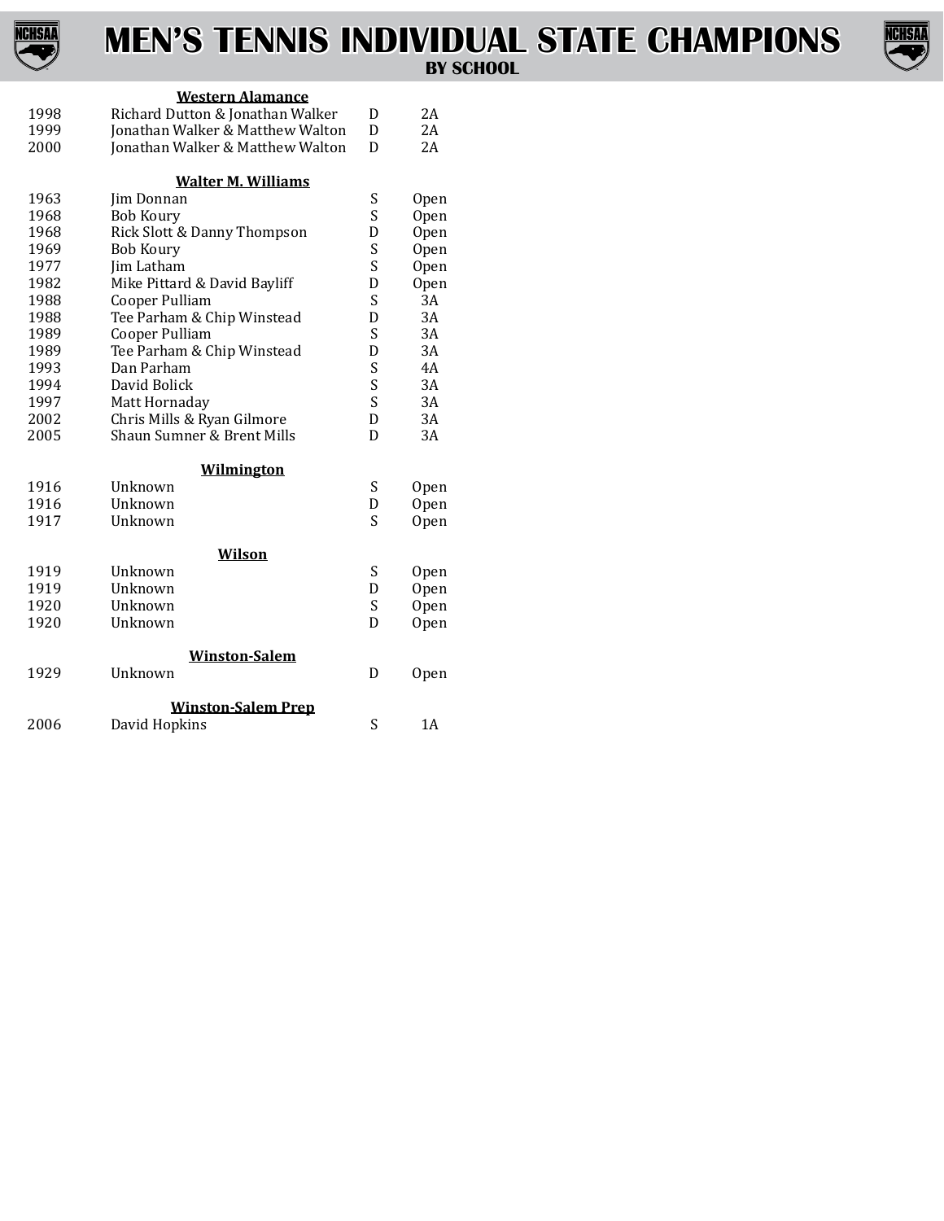# MEN'S TENNIS INDIVIDUAL STATE CHAMPIONS

## BY SCHOOL

**Western Alamance**

| | | | |
|---|---|---|---|
| 1998 | Richard Dutton & Jonathan Walker | D | 2A |
| 1999 | Jonathan Walker & Matthew Walton | D | 2A |
| 2000 | Jonathan Walker & Matthew Walton | D | 2A |

**Walter M. Williams**

| | | | |
|---|---|---|---|
| 1963 | Jim Donnan | S | Open |
| 1968 | Bob Koury | S | Open |
| 1968 | Rick Slott & Danny Thompson | D | Open |
| 1969 | Bob Koury | S | Open |
| 1977 | Jim Latham | S | Open |
| 1982 | Mike Pittard & David Bayliff | D | Open |
| 1988 | Cooper Pulliam | S | 3A |
| 1988 | Tee Parham & Chip Winstead | D | 3A |
| 1989 | Cooper Pulliam | S | 3A |
| 1989 | Tee Parham & Chip Winstead | D | 3A |
| 1993 | Dan Parham | S | 4A |
| 1994 | David Bolick | S | 3A |
| 1997 | Matt Hornaday | S | 3A |
| 2002 | Chris Mills & Ryan Gilmore | D | 3A |
| 2005 | Shaun Sumner & Brent Mills | D | 3A |

**Wilmington**

| | | | |
|---|---|---|---|
| 1916 | Unknown | S | Open |
| 1916 | Unknown | D | Open |
| 1917 | Unknown | S | Open |

**Wilson**

| | | | |
|---|---|---|---|
| 1919 | Unknown | S | Open |
| 1919 | Unknown | D | Open |
| 1920 | Unknown | S | Open |
| 1920 | Unknown | D | Open |

**Winston-Salem**

| | | | |
|---|---|---|---|
| 1929 | Unknown | D | Open |

**Winston-Salem Prep**

| | | | |
|---|---|---|---|
| 2006 | David Hopkins | S | 1A |